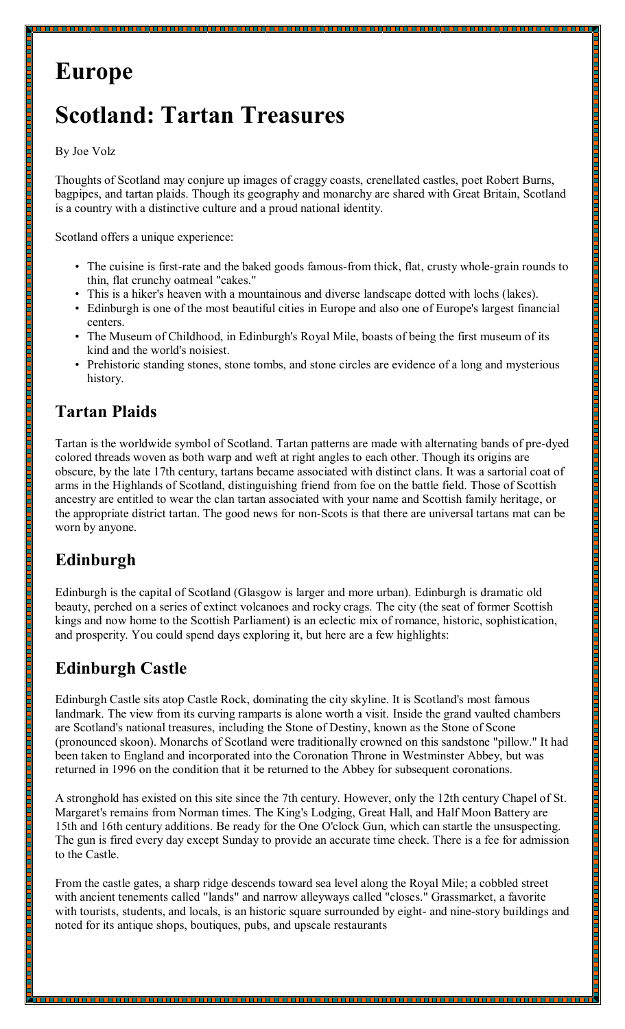# Europe

# Scotland: Tartan Treasures

By Joe Volz

Thoughts of Scotland may conjure up images of craggy coasts, crenellated castles, poet Robert Burns, bagpipes, and tartan plaids. Though its geography and monarchy are shared with Great Britain, Scotland is a country with a distinctive culture and a proud national identity.

Scotland offers a unique experience:

- The cuisine is first-rate and the baked goods famous-from thick, flat, crusty whole-grain rounds to thin, flat crunchy oatmeal "cakes."
- This is a hiker's heaven with a mountainous and diverse landscape dotted with lochs (lakes).
- Edinburgh is one of the most beautiful cities in Europe and also one of Europe's largest financial centers.
- The Museum of Childhood, in Edinburgh's Royal Mile, boasts of being the first museum of its kind and the world's noisiest.
- Prehistoric standing stones, stone tombs, and stone circles are evidence of a long and mysterious history.

## Tartan Plaids

Tartan is the worldwide symbol of Scotland. Tartan patterns are made with alternating bands of pre-dyed colored threads woven as both warp and weft at right angles to each other. Though its origins are obscure, by the late 17th century, tartans became associated with distinct clans. It was a sartorial coat of arms in the Highlands of Scotland, distinguishing friend from foe on the battle field. Those of Scottish ancestry are entitled to wear the clan tartan associated with your name and Scottish family heritage, or the appropriate district tartan. The good news for non-Scots is that there are universal tartans mat can be worn by anyone.

## Edinburgh

Edinburgh is the capital of Scotland (Glasgow is larger and more urban). Edinburgh is dramatic old beauty, perched on a series of extinct volcanoes and rocky crags. The city (the seat of former Scottish kings and now home to the Scottish Parliament) is an eclectic mix of romance, historic, sophistication, and prosperity. You could spend days exploring it, but here are a few highlights:

## Edinburgh Castle

Edinburgh Castle sits atop Castle Rock, dominating the city skyline. It is Scotland's most famous landmark. The view from its curving ramparts is alone worth a visit. Inside the grand vaulted chambers are Scotland's national treasures, including the Stone of Destiny, known as the Stone of Scone (pronounced skoon). Monarchs of Scotland were traditionally crowned on this sandstone "pillow." It had been taken to England and incorporated into the Coronation Throne in Westminster Abbey, but was returned in 1996 on the condition that it be returned to the Abbey for subsequent coronations.

A stronghold has existed on this site since the 7th century. However, only the 12th century Chapel of St. Margaret's remains from Norman times. The King's Lodging, Great Hall, and Half Moon Battery are 15th and 16th century additions. Be ready for the One O'clock Gun, which can startle the unsuspecting. The gun is fired every day except Sunday to provide an accurate time check. There is a fee for admission to the Castle.

From the castle gates, a sharp ridge descends toward sea level along the Royal Mile; a cobbled street with ancient tenements called "lands" and narrow alleyways called "closes." Grassmarket, a favorite with tourists, students, and locals, is an historic square surrounded by eight- and nine-story buildings and noted for its antique shops, boutiques, pubs, and upscale restaurants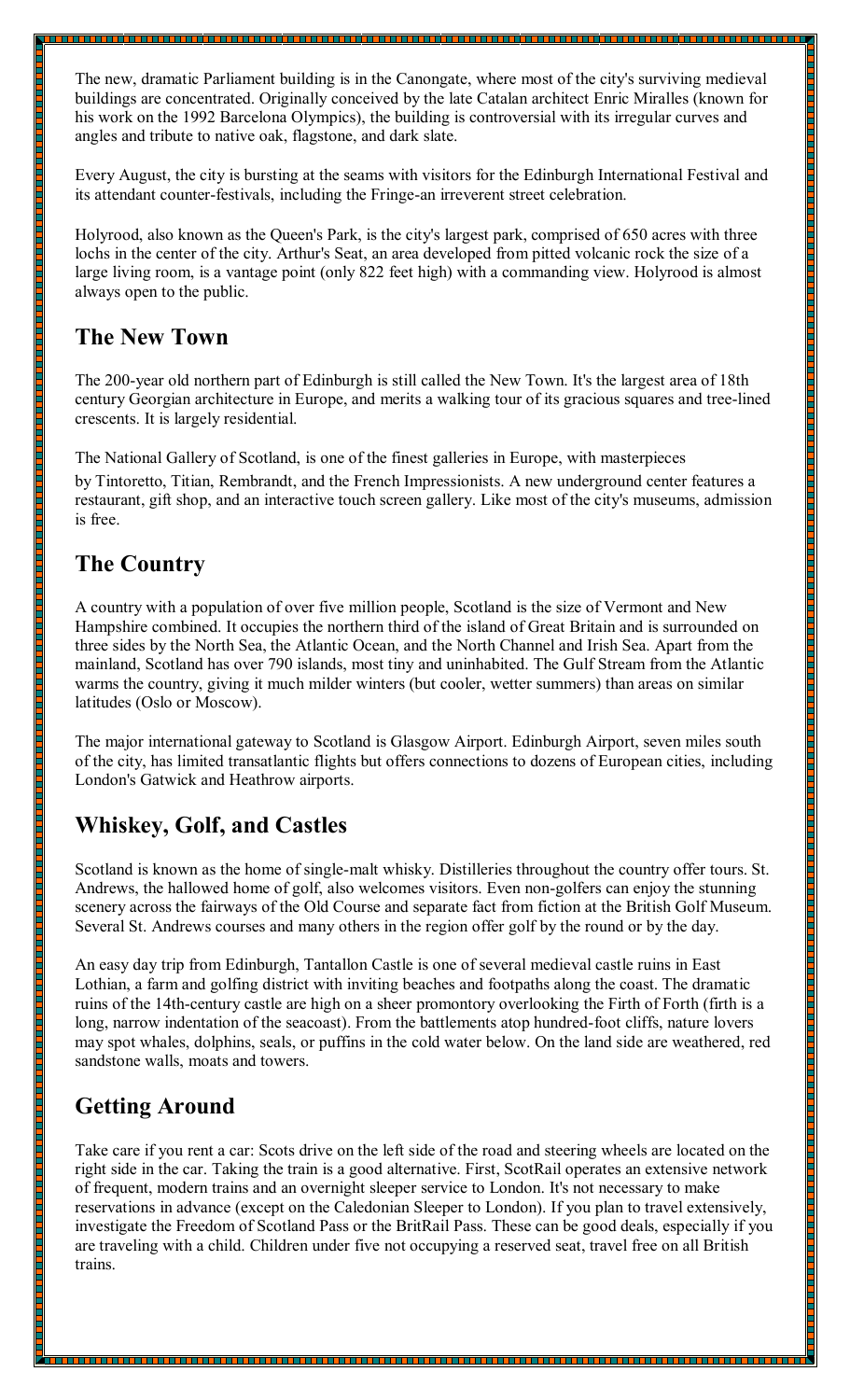The new, dramatic Parliament building is in the Canongate, where most of the city's surviving medieval buildings are concentrated. Originally conceived by the late Catalan architect Enric Miralles (known for his work on the 1992 Barcelona Olympics), the building is controversial with its irregular curves and angles and tribute to native oak, flagstone, and dark slate.

Every August, the city is bursting at the seams with visitors for the Edinburgh International Festival and its attendant counter-festivals, including the Fringe-an irreverent street celebration.

Holyrood, also known as the Queen's Park, is the city's largest park, comprised of 650 acres with three lochs in the center of the city. Arthur's Seat, an area developed from pitted volcanic rock the size of a large living room, is a vantage point (only 822 feet high) with a commanding view. Holyrood is almost always open to the public.

## The New Town

The 200-year old northern part of Edinburgh is still called the New Town. It's the largest area of 18th century Georgian architecture in Europe, and merits a walking tour of its gracious squares and tree-lined crescents. It is largely residential.

The National Gallery of Scotland, is one of the finest galleries in Europe, with masterpieces by Tintoretto, Titian, Rembrandt, and the French Impressionists. A new underground center features a restaurant, gift shop, and an interactive touch screen gallery. Like most of the city's museums, admission is free.

## The Country

A country with a population of over five million people, Scotland is the size of Vermont and New Hampshire combined. It occupies the northern third of the island of Great Britain and is surrounded on three sides by the North Sea, the Atlantic Ocean, and the North Channel and Irish Sea. Apart from the mainland, Scotland has over 790 islands, most tiny and uninhabited. The Gulf Stream from the Atlantic warms the country, giving it much milder winters (but cooler, wetter summers) than areas on similar latitudes (Oslo or Moscow).

The major international gateway to Scotland is Glasgow Airport. Edinburgh Airport, seven miles south of the city, has limited transatlantic flights but offers connections to dozens of European cities, including London's Gatwick and Heathrow airports.

## Whiskey, Golf, and Castles

Scotland is known as the home of single-malt whisky. Distilleries throughout the country offer tours. St. Andrews, the hallowed home of golf, also welcomes visitors. Even non-golfers can enjoy the stunning scenery across the fairways of the Old Course and separate fact from fiction at the British Golf Museum. Several St. Andrews courses and many others in the region offer golf by the round or by the day.

An easy day trip from Edinburgh, Tantallon Castle is one of several medieval castle ruins in East Lothian, a farm and golfing district with inviting beaches and footpaths along the coast. The dramatic ruins of the 14th-century castle are high on a sheer promontory overlooking the Firth of Forth (firth is a long, narrow indentation of the seacoast). From the battlements atop hundred-foot cliffs, nature lovers may spot whales, dolphins, seals, or puffins in the cold water below. On the land side are weathered, red sandstone walls, moats and towers.

## Getting Around

Take care if you rent a car: Scots drive on the left side of the road and steering wheels are located on the right side in the car. Taking the train is a good alternative. First, ScotRail operates an extensive network of frequent, modern trains and an overnight sleeper service to London. It's not necessary to make reservations in advance (except on the Caledonian Sleeper to London). If you plan to travel extensively, investigate the Freedom of Scotland Pass or the BritRail Pass. These can be good deals, especially if you are traveling with a child. Children under five not occupying a reserved seat, travel free on all British trains.